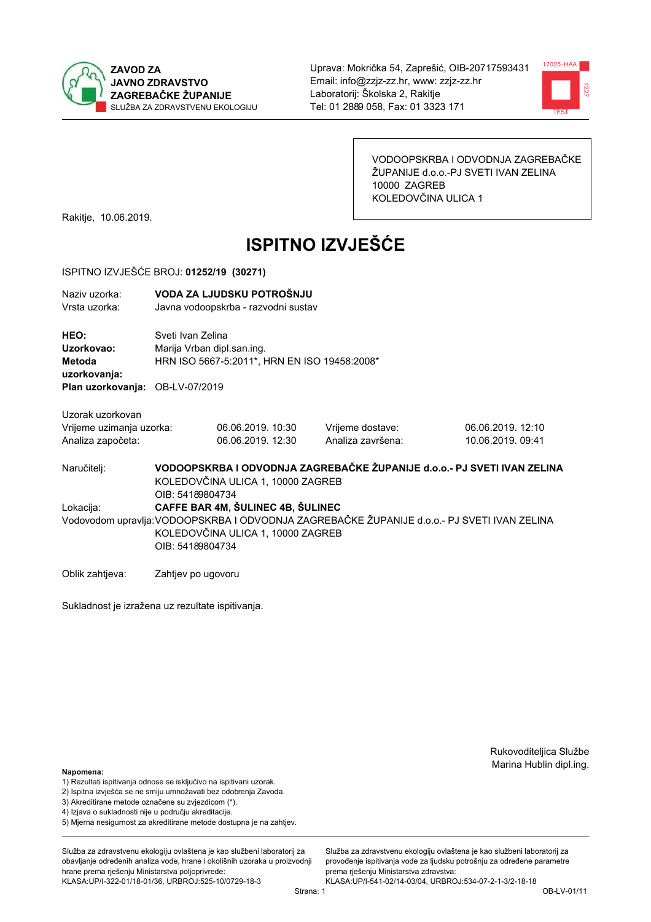**ZAVOD ZA JAVNO ZDRAVSTVO ZAGREBAČKE ŽUPANIJE**
SLUŽBA ZA ZDRAVSTVENU EKOLOGIJU

Uprava: Mokrička 54, Zaprešić, OIB-20717593431
Email: info@zzjz-zz.hr, www: zzjz-zz.hr
Laboratorij: Školska 2, Rakitje
Tel: 01 2889 058, Fax: 01 3323 171

VODOOPSKRBA I ODVODNJA ZAGREBAČKE ŽUPANIJE d.o.o.-PJ SVETI IVAN ZELINA
10000 ZAGREB
KOLEDOVČINA ULICA 1

Rakitje, 10.06.2019.

# ISPITNO IZVJEŠĆE

ISPITNO IZVJEŠĆE BROJ: **01252/19 (30271)**

Naziv uzorka: **VODA ZA LJUDSKU POTROŠNJU**
Vrsta uzorka: Javna vodoopskrba - razvodni sustav

**HEO:** Sveti Ivan Zelina
**Uzorkovao:** Marija Vrban dipl.san.ing.
**Metoda uzorkovanja:** HRN ISO 5667-5:2011*, HRN EN ISO 19458:2008*
**Plan uzorkovanja:** OB-LV-07/2019

Uzorak uzorkovan

| | | | |
|---|---|---|---|
| Vrijeme uzimanja uzorka: | 06.06.2019. 10:30 | Vrijeme dostave: | 06.06.2019. 12:10 |
| Analiza započeta: | 06.06.2019. 12:30 | Analiza završena: | 10.06.2019. 09:41 |

Naručitelj: **VODOOPSKRBA I ODVODNJA ZAGREBAČKE ŽUPANIJE d.o.o.- PJ SVETI IVAN ZELINA**
KOLEDOVČINA ULICA 1, 10000 ZAGREB
OIB: 54189804734

Lokacija: **CAFFE BAR 4M, ŠULINEC 4B, ŠULINEC**

Vodovodom upravlja: VODOOPSKRBA I ODVODNJA ZAGREBAČKE ŽUPANIJE d.o.o.- PJ SVETI IVAN ZELINA
KOLEDOVČINA ULICA 1, 10000 ZAGREB
OIB: 54189804734

Oblik zahtjeva: Zahtjev po ugovoru

Sukladnost je izražena uz rezultate ispitivanja.

Rukovoditeljica Službe
Marina Hublin dipl.ing.

**Napomena:**
1) Rezultati ispitivanja odnose se isključivo na ispitivani uzorak.
2) Ispitna izvješća se ne smiju umnožavati bez odobrenja Zavoda.
3) Akreditirane metode označene su zvjezdicom (*).
4) Izjava o sukladnosti nije u području akreditacije.
5) Mjerna nesigurnost za akreditirane metode dostupna je na zahtjev.

Služba za zdravstvenu ekologiju ovlaštena je kao službeni laboratorij za obavljanje određenih analiza vode, hrane i okolišnih uzoraka u proizvodnji hrane prema rješenju Ministarstva poljoprivrede: KLASA:UP/I-322-01/18-01/36, URBROJ:525-10/0729-18-3

Služba za zdravstvenu ekologiju ovlaštena je kao službeni laboratorij za provođenje ispitivanja vode za ljudsku potrošnju za određene parametre prema rješenju Ministarstva zdravstva: KLASA:UP/I-541-02/14-03/04, URBROJ:534-07-2-1-3/2-18-18

OB-LV-01/11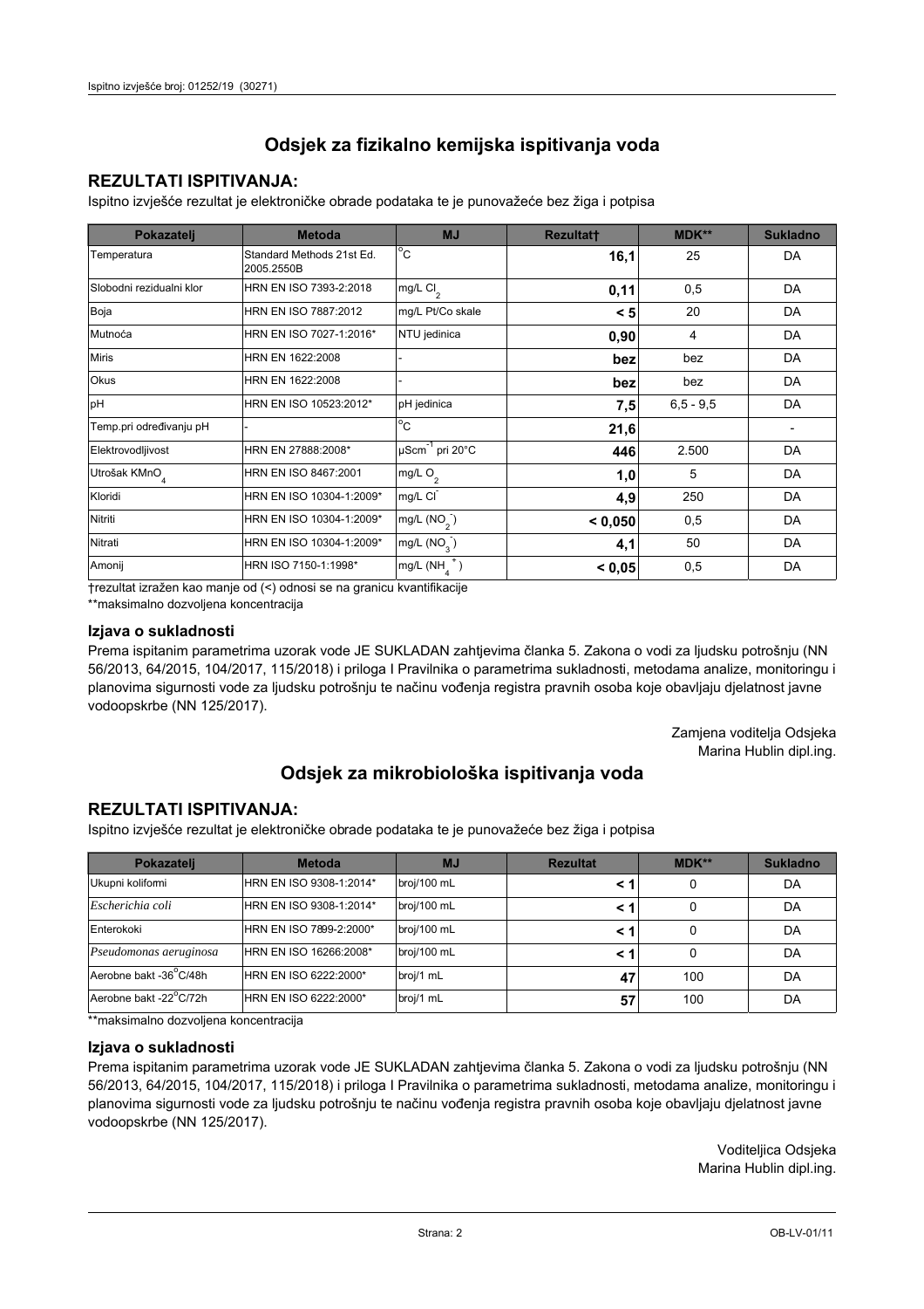## Odsjek za fizikalno kemijska ispitivanja voda

### REZULTATI ISPITIVANJA:

Ispitno izvješće rezultat je elektroničke obrade podataka te je punovažeće bez žiga i potpisa

| Pokazatelj | Metoda | MJ | Rezultat† | MDK** | Sukladno |
|---|---|---|---|---|---|
| Temperatura | Standard Methods 21st Ed. 2005.2550B | °C | **16,1** | 25 | DA |
| Slobodni rezidualni klor | HRN EN ISO 7393-2:2018 | mg/L $Cl_2$ | **0,11** | 0,5 | DA |
| Boja | HRN EN ISO 7887:2012 | mg/L Pt/Co skale | **< 5** | 20 | DA |
| Mutnoća | HRN EN ISO 7027-1:2016* | NTU jedinica | **0,90** | 4 | DA |
| Miris | HRN EN 1622:2008 | - | **bez** | bez | DA |
| Okus | HRN EN 1622:2008 | - | **bez** | bez | DA |
| pH | HRN EN ISO 10523:2012* | pH jedinica | **7,5** | 6,5 - 9,5 | DA |
| Temp.pri određivanju pH | - | °C | **21,6** | | - |
| Elektrovodljivost | HRN EN 27888:2008* | $\mu Scm^{-1}$ pri 20°C | **446** | 2.500 | DA |
| Utrošak $KMnO_4$ | HRN EN ISO 8467:2001 | mg/L $O_2$ | **1,0** | 5 | DA |
| Kloridi | HRN EN ISO 10304-1:2009* | mg/L $Cl^-$ | **4,9** | 250 | DA |
| Nitriti | HRN EN ISO 10304-1:2009* | mg/L ($NO_2^-$) | **< 0,050** | 0,5 | DA |
| Nitrati | HRN EN ISO 10304-1:2009* | mg/L ($NO_3^-$) | **4,1** | 50 | DA |
| Amonij | HRN ISO 7150-1:1998* | mg/L ($NH_4^+$) | **< 0,05** | 0,5 | DA |

†rezultat izražen kao manje od (<) odnosi se na granicu kvantifikacije

**maksimalno dozvoljena koncentracija

### Izjava o sukladnosti

Prema ispitanim parametrima uzorak vode JE SUKLADAN zahtjevima članka 5. Zakona o vodi za ljudsku potrošnju (NN 56/2013, 64/2015, 104/2017, 115/2018) i priloga I Pravilnika o parametrima sukladnosti, metodama analize, monitoringu i planovima sigurnosti vode za ljudsku potrošnju te načinu vođenja registra pravnih osoba koje obavljaju djelatnost javne vodoopskrbe (NN 125/2017).

Zamjena voditelja Odsjeka
Marina Hublin dipl.ing.

## Odsjek za mikrobiološka ispitivanja voda

### REZULTATI ISPITIVANJA:

Ispitno izvješće rezultat je elektroničke obrade podataka te je punovažeće bez žiga i potpisa

| Pokazatelj | Metoda | MJ | Rezultat | MDK** | Sukladno |
|---|---|---|---|---|---|
| Ukupni koliformi | HRN EN ISO 9308-1:2014* | broj/100 mL | **< 1** | 0 | DA |
| *Escherichia coli* | HRN EN ISO 9308-1:2014* | broj/100 mL | **< 1** | 0 | DA |
| Enterokoki | HRN EN ISO 7899-2:2000* | broj/100 mL | **< 1** | 0 | DA |
| *Pseudomonas aeruginosa* | HRN EN ISO 16266:2008* | broj/100 mL | **< 1** | 0 | DA |
| Aerobne bakt -36°C/48h | HRN EN ISO 6222:2000* | broj/1 mL | **47** | 100 | DA |
| Aerobne bakt -22°C/72h | HRN EN ISO 6222:2000* | broj/1 mL | **57** | 100 | DA |

**maksimalno dozvoljena koncentracija

### Izjava o sukladnosti

Prema ispitanim parametrima uzorak vode JE SUKLADAN zahtjevima članka 5. Zakona o vodi za ljudsku potrošnju (NN 56/2013, 64/2015, 104/2017, 115/2018) i priloga I Pravilnika o parametrima sukladnosti, metodama analize, monitoringu i planovima sigurnosti vode za ljudsku potrošnju te načinu vođenja registra pravnih osoba koje obavljaju djelatnost javne vodoopskrbe (NN 125/2017).

Voditeljica Odsjeka
Marina Hublin dipl.ing.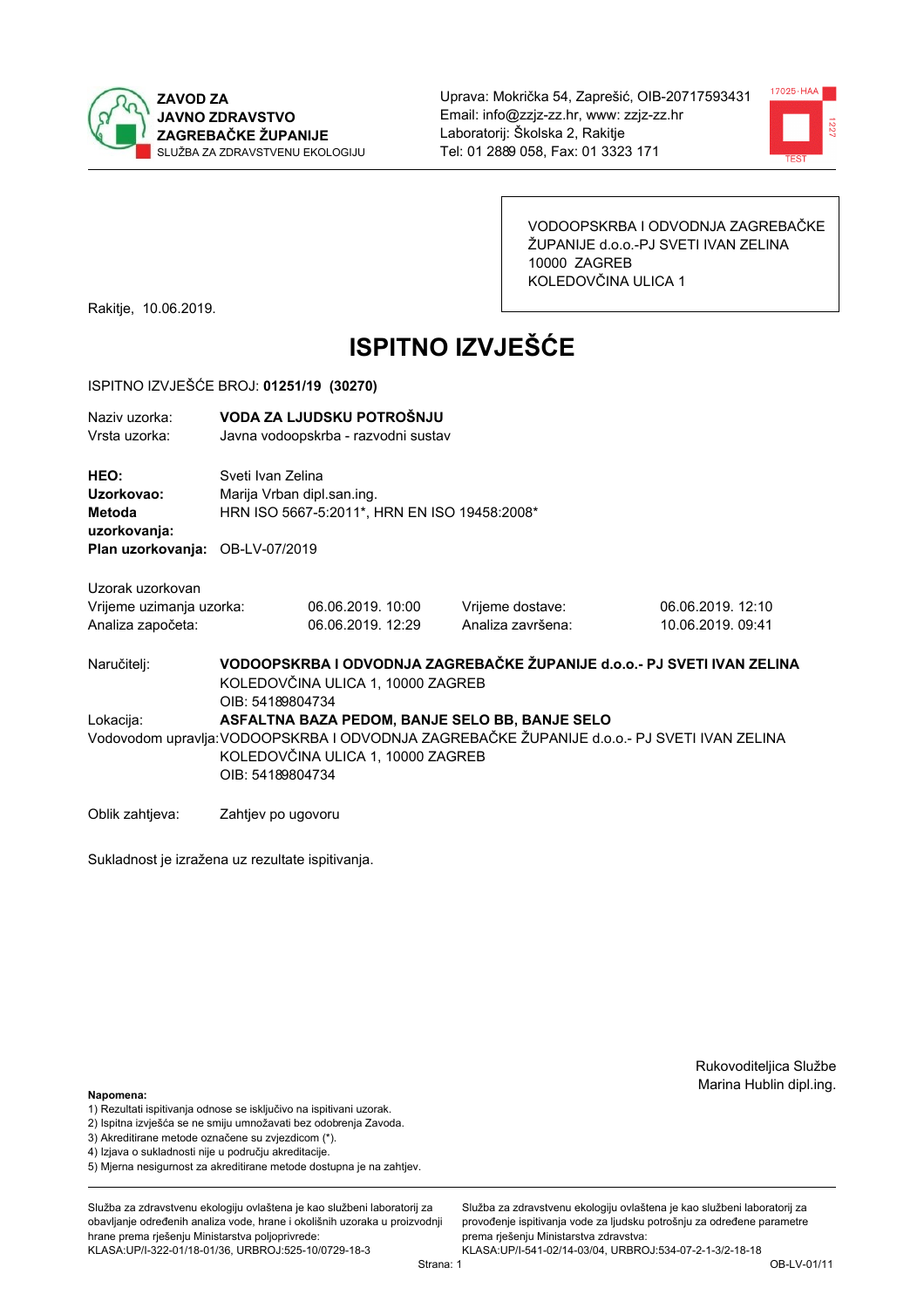ZAVOD ZA JAVNO ZDRAVSTVO ZAGREBAČKE ŽUPANIJE
SLUŽBA ZA ZDRAVSTVENU EKOLOGIJU

Uprava: Mokrička 54, Zaprešić, OIB-20717593431
Email: info@zzjz-zz.hr, www: zzjz-zz.hr
Laboratorij: Školska 2, Rakitje
Tel: 01 2889 058, Fax: 01 3323 171

VODOOPSKRBA I ODVODNJA ZAGREBAČKE ŽUPANIJE d.o.o.-PJ SVETI IVAN ZELINA
10000 ZAGREB
KOLEDOVČINA ULICA 1

Rakitje, 10.06.2019.

# ISPITNO IZVJEŠĆE

ISPITNO IZVJEŠĆE BROJ: **01251/19 (30270)**

Naziv uzorka: **VODA ZA LJUDSKU POTROŠNJU**
Vrsta uzorka: Javna vodoopskrba - razvodni sustav

**HEO:** Sveti Ivan Zelina
**Uzorkovao:** Marija Vrban dipl.san.ing.
**Metoda uzorkovanja:** HRN ISO 5667-5:2011*, HRN EN ISO 19458:2008*
**Plan uzorkovanja:** OB-LV-07/2019

Uzorak uzorkovan

| | | | |
|---|---|---|---|
| Vrijeme uzimanja uzorka: | 06.06.2019. 10:00 | Vrijeme dostave: | 06.06.2019. 12:10 |
| Analiza započeta: | 06.06.2019. 12:29 | Analiza završena: | 10.06.2019. 09:41 |

Naručitelj: **VODOOPSKRBA I ODVODNJA ZAGREBAČKE ŽUPANIJE d.o.o.- PJ SVETI IVAN ZELINA**
KOLEDOVČINA ULICA 1, 10000 ZAGREB
OIB: 54189804734

Lokacija: **ASFALTNA BAZA PEDOM, BANJE SELO BB, BANJE SELO**

Vodovodom upravlja: VODOOPSKRBA I ODVODNJA ZAGREBAČKE ŽUPANIJE d.o.o.- PJ SVETI IVAN ZELINA
KOLEDOVČINA ULICA 1, 10000 ZAGREB
OIB: 54189804734

Oblik zahtjeva: Zahtjev po ugovoru

Sukladnost je izražena uz rezultate ispitivanja.

Rukovoditeljica Službe
Marina Hublin dipl.ing.

**Napomena:**
1) Rezultati ispitivanja odnose se isključivo na ispitivani uzorak.
2) Ispitna izvješća se ne smiju umnožavati bez odobrenja Zavoda.
3) Akreditirane metode označene su zvjezdicom (*).
4) Izjava o sukladnosti nije u području akreditacije.
5) Mjerna nesigurnost za akreditirane metode dostupna je na zahtjev.

Služba za zdravstvenu ekologiju ovlaštena je kao službeni laboratorij za obavljanje određenih analiza vode, hrane i okolišnih uzoraka u proizvodnji hrane prema rješenju Ministarstva poljoprivrede: KLASA:UP/I-322-01/18-01/36, URBROJ:525-10/0729-18-3

Služba za zdravstvenu ekologiju ovlaštena je kao službeni laboratorij za provođenje ispitivanja vode za ljudsku potrošnju za određene parametre prema rješenju Ministarstva zdravstva: KLASA:UP/I-541-02/14-03/04, URBROJ:534-07-2-1-3/2-18-18

OB-LV-01/11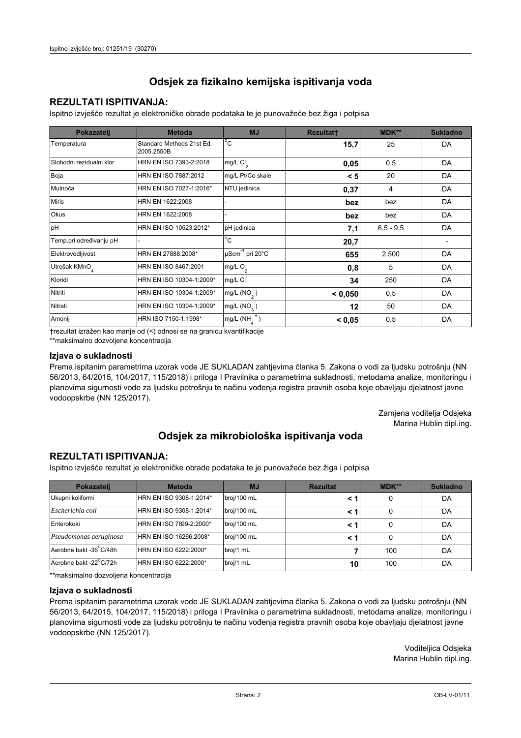## Odsjek za fizikalno kemijska ispitivanja voda

### REZULTATI ISPITIVANJA:

Ispitno izvješće rezultat je elektroničke obrade podataka te je punovažeće bez žiga i potpisa

| Pokazatelj | Metoda | MJ | Rezultat† | MDK** | Sukladno |
|---|---|---|---|---|---|
| Temperatura | Standard Methods 21st Ed. 2005.2550B | °C | **15,7** | 25 | DA |
| Slobodni rezidualni klor | HRN EN ISO 7393-2:2018 | mg/L $Cl_2$ | **0,05** | 0,5 | DA |
| Boja | HRN EN ISO 7887:2012 | mg/L Pt/Co skale | **< 5** | 20 | DA |
| Mutnoća | HRN EN ISO 7027-1:2016* | NTU jedinica | **0,37** | 4 | DA |
| Miris | HRN EN 1622:2008 | - | **bez** | bez | DA |
| Okus | HRN EN 1622:2008 | - | **bez** | bez | DA |
| pH | HRN EN ISO 10523:2012* | pH jedinica | **7,1** | 6,5 - 9,5 | DA |
| Temp.pri određivanju pH | - | °C | **20,7** | | - |
| Elektrovodljivost | HRN EN 27888:2008* | $\mu Scm^{-1}$ pri 20°C | **655** | 2.500 | DA |
| Utrošak $KMnO_4$ | HRN EN ISO 8467:2001 | mg/L $O_2$ | **0,8** | 5 | DA |
| Kloridi | HRN EN ISO 10304-1:2009* | mg/L $Cl^-$ | **34** | 250 | DA |
| Nitriti | HRN EN ISO 10304-1:2009* | mg/L ($NO_2^-$) | **< 0,050** | 0,5 | DA |
| Nitrati | HRN EN ISO 10304-1:2009* | mg/L ($NO_3^-$) | **12** | 50 | DA |
| Amonij | HRN ISO 7150-1:1998* | mg/L ($NH_4^+$) | **< 0,05** | 0,5 | DA |

†rezultat izražen kao manje od (<) odnosi se na granicu kvantifikacije

**maksimalno dozvoljena koncentracija

### Izjava o sukladnosti

Prema ispitanim parametrima uzorak vode JE SUKLADAN zahtjevima članka 5. Zakona o vodi za ljudsku potrošnju (NN 56/2013, 64/2015, 104/2017, 115/2018) i priloga I Pravilnika o parametrima sukladnosti, metodama analize, monitoringu i planovima sigurnosti vode za ljudsku potrošnju te načinu vođenja registra pravnih osoba koje obavljaju djelatnost javne vodoopskrbe (NN 125/2017).

Zamjena voditelja Odsjeka
Marina Hublin dipl.ing.

## Odsjek za mikrobiološka ispitivanja voda

### REZULTATI ISPITIVANJA:

Ispitno izvješće rezultat je elektroničke obrade podataka te je punovažeće bez žiga i potpisa

| Pokazatelj | Metoda | MJ | Rezultat | MDK** | Sukladno |
|---|---|---|---|---|---|
| Ukupni koliformi | HRN EN ISO 9308-1:2014* | broj/100 mL | **< 1** | 0 | DA |
| *Escherichia coli* | HRN EN ISO 9308-1:2014* | broj/100 mL | **< 1** | 0 | DA |
| Enterokoki | HRN EN ISO 7899-2:2000* | broj/100 mL | **< 1** | 0 | DA |
| *Pseudomonas aeruginosa* | HRN EN ISO 16266:2008* | broj/100 mL | **< 1** | 0 | DA |
| Aerobne bakt -36°C/48h | HRN EN ISO 6222:2000* | broj/1 mL | **7** | 100 | DA |
| Aerobne bakt -22°C/72h | HRN EN ISO 6222:2000* | broj/1 mL | **10** | 100 | DA |

**maksimalno dozvoljena koncentracija

### Izjava o sukladnosti

Prema ispitanim parametrima uzorak vode JE SUKLADAN zahtjevima članka 5. Zakona o vodi za ljudsku potrošnju (NN 56/2013, 64/2015, 104/2017, 115/2018) i priloga I Pravilnika o parametrima sukladnosti, metodama analize, monitoringu i planovima sigurnosti vode za ljudsku potrošnju te načinu vođenja registra pravnih osoba koje obavljaju djelatnost javne vodoopskrbe (NN 125/2017).

Voditeljica Odsjeka
Marina Hublin dipl.ing.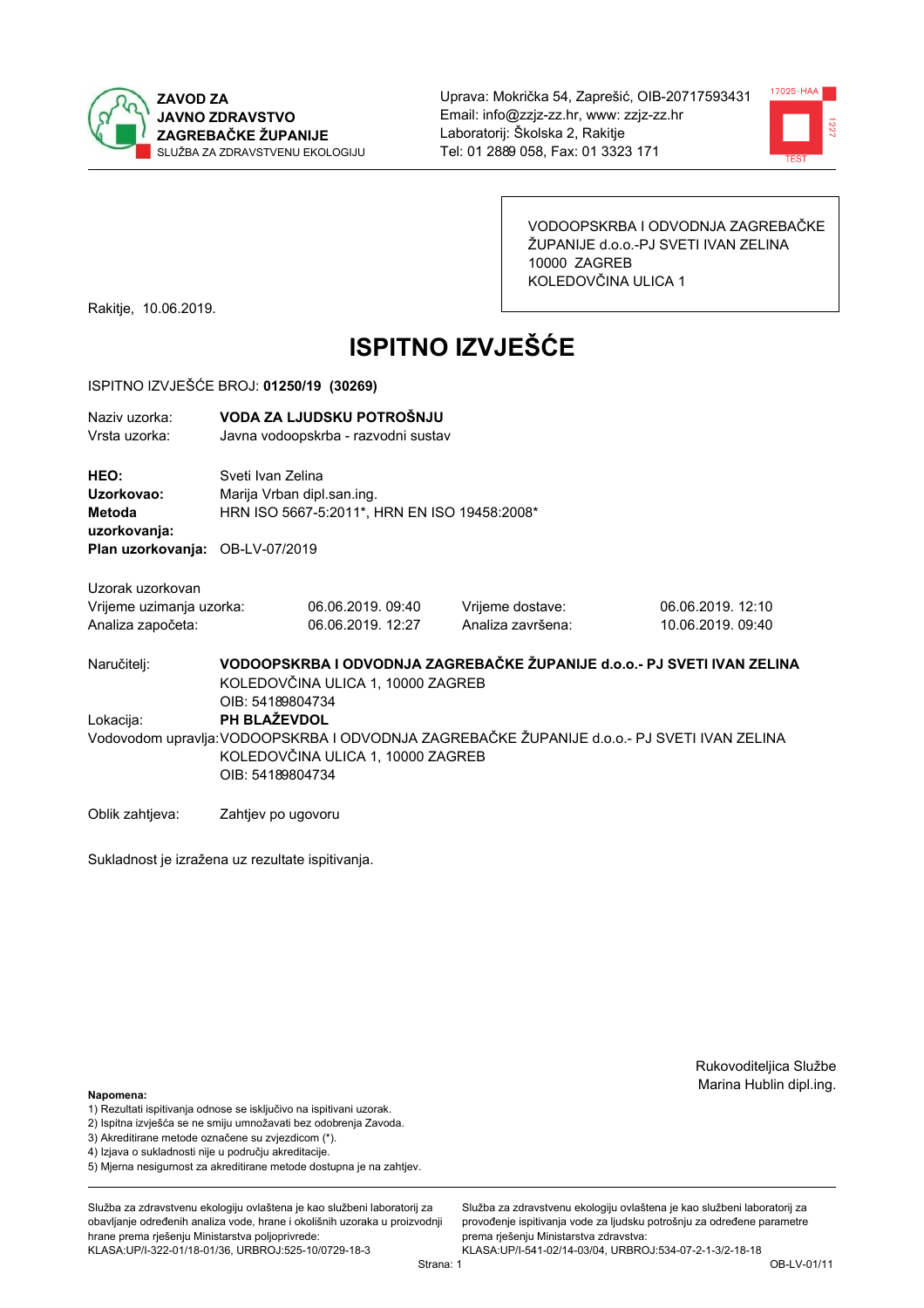ZAVOD ZA
JAVNO ZDRAVSTVO
ZAGREBAČKE ŽUPANIJE
SLUŽBA ZA ZDRAVSTVENU EKOLOGIJU

Uprava: Mokrička 54, Zaprešić, OIB-20717593431
Email: info@zzjz-zz.hr, www: zzjz-zz.hr
Laboratorij: Školska 2, Rakitje
Tel: 01 2889 058, Fax: 01 3323 171

VODOOPSKRBA I ODVODNJA ZAGREBAČKE ŽUPANIJE d.o.o.-PJ SVETI IVAN ZELINA
10000 ZAGREB
KOLEDOVČINA ULICA 1

Rakitje, 10.06.2019.

# ISPITNO IZVJEŠĆE

ISPITNO IZVJEŠĆE BROJ: **01250/19 (30269)**

Naziv uzorka: **VODA ZA LJUDSKU POTROŠNJU**
Vrsta uzorka: Javna vodoopskrba - razvodni sustav

**HEO:** Sveti Ivan Zelina
**Uzorkovao:** Marija Vrban dipl.san.ing.
**Metoda uzorkovanja:** HRN ISO 5667-5:2011*, HRN EN ISO 19458:2008*
**Plan uzorkovanja:** OB-LV-07/2019

Uzorak uzorkovan

| | | | |
|---|---|---|---|
| Vrijeme uzimanja uzorka: | 06.06.2019. 09:40 | Vrijeme dostave: | 06.06.2019. 12:10 |
| Analiza započeta: | 06.06.2019. 12:27 | Analiza završena: | 10.06.2019. 09:40 |

Naručitelj: **VODOOPSKRBA I ODVODNJA ZAGREBAČKE ŽUPANIJE d.o.o.- PJ SVETI IVAN ZELINA**
KOLEDOVČINA ULICA 1, 10000 ZAGREB
OIB: 54189804734

Lokacija: **PH BLAŽEVDOL**

Vodovodom upravlja: VODOOPSKRBA I ODVODNJA ZAGREBAČKE ŽUPANIJE d.o.o.- PJ SVETI IVAN ZELINA
KOLEDOVČINA ULICA 1, 10000 ZAGREB
OIB: 54189804734

Oblik zahtjeva: Zahtjev po ugovoru

Sukladnost je izražena uz rezultate ispitivanja.

Rukovoditeljica Službe
Marina Hublin dipl.ing.

**Napomena:**
1) Rezultati ispitivanja odnose se isključivo na ispitivani uzorak.
2) Ispitna izvješća se ne smiju umnožavati bez odobrenja Zavoda.
3) Akreditirane metode označene su zvjezdicom (*).
4) Izjava o sukladnosti nije u području akreditacije.
5) Mjerna nesigurnost za akreditirane metode dostupna je na zahtjev.

Služba za zdravstvenu ekologiju ovlaštena je kao službeni laboratorij za obavljanje određenih analiza vode, hrane i okolišnih uzoraka u proizvodnji hrane prema rješenju Ministarstva poljoprivrede:
KLASA:UP/I-322-01/18-01/36, URBROJ:525-10/0729-18-3

Služba za zdravstvenu ekologiju ovlaštena je kao službeni laboratorij za provođenje ispitivanja vode za ljudsku potrošnju za određene parametre prema rješenju Ministarstva zdravstva:
KLASA:UP/I-541-02/14-03/04, URBROJ:534-07-2-1-3/2-18-18

OB-LV-01/11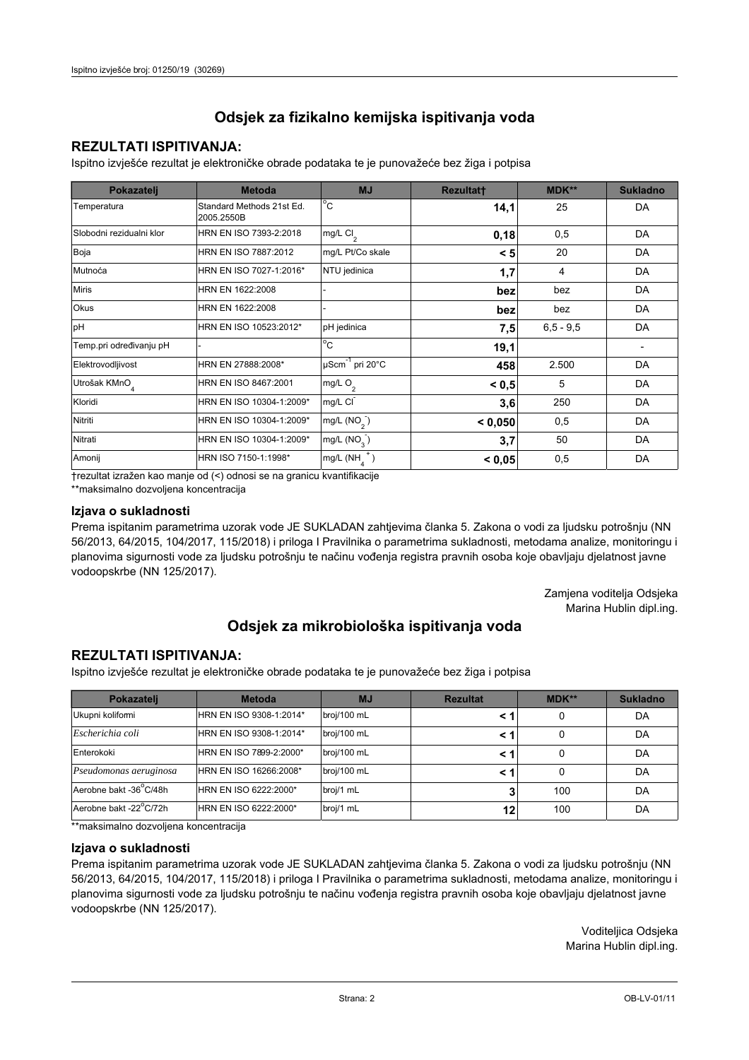# Odsjek za fizikalno kemijska ispitivanja voda

## REZULTATI ISPITIVANJA:

Ispitno izvješće rezultat je elektroničke obrade podataka te je punovažeće bez žiga i potpisa

| Pokazatelj | Metoda | MJ | Rezultat† | MDK** | Sukladno |
|---|---|---|---|---|---|
| Temperatura | Standard Methods 21st Ed. 2005.2550B | °C | **14,1** | 25 | DA |
| Slobodni rezidualni klor | HRN EN ISO 7393-2:2018 | mg/L $Cl_2$ | **0,18** | 0,5 | DA |
| Boja | HRN EN ISO 7887:2012 | mg/L Pt/Co skale | **< 5** | 20 | DA |
| Mutnoća | HRN EN ISO 7027-1:2016* | NTU jedinica | **1,7** | 4 | DA |
| Miris | HRN EN 1622:2008 | - | **bez** | bez | DA |
| Okus | HRN EN 1622:2008 | - | **bez** | bez | DA |
| pH | HRN EN ISO 10523:2012* | pH jedinica | **7,5** | 6,5 - 9,5 | DA |
| Temp.pri određivanju pH | - | °C | **19,1** | | - |
| Elektrovodljivost | HRN EN 27888:2008* | $\mu Scm^{-1}$ pri 20°C | **458** | 2.500 | DA |
| Utrošak $KMnO_4$ | HRN EN ISO 8467:2001 | mg/L $O_2$ | **< 0,5** | 5 | DA |
| Kloridi | HRN EN ISO 10304-1:2009* | mg/L $Cl^-$ | **3,6** | 250 | DA |
| Nitriti | HRN EN ISO 10304-1:2009* | mg/L ($NO_2^-$) | **< 0,050** | 0,5 | DA |
| Nitrati | HRN EN ISO 10304-1:2009* | mg/L ($NO_3^-$) | **3,7** | 50 | DA |
| Amonij | HRN ISO 7150-1:1998* | mg/L ($NH_4^+$) | **< 0,05** | 0,5 | DA |

†rezultat izražen kao manje od (<) odnosi se na granicu kvantifikacije

**maksimalno dozvoljena koncentracija

### Izjava o sukladnosti

Prema ispitanim parametrima uzorak vode JE SUKLADAN zahtjevima članka 5. Zakona o vodi za ljudsku potrošnju (NN 56/2013, 64/2015, 104/2017, 115/2018) i priloga I Pravilnika o parametrima sukladnosti, metodama analize, monitoringu i planovima sigurnosti vode za ljudsku potrošnju te načinu vođenja registra pravnih osoba koje obavljaju djelatnost javne vodoopskrbe (NN 125/2017).

Zamjena voditelja Odsjeka
Marina Hublin dipl.ing.

# Odsjek za mikrobiološka ispitivanja voda

## REZULTATI ISPITIVANJA:

Ispitno izvješće rezultat je elektroničke obrade podataka te je punovažeće bez žiga i potpisa

| Pokazatelj | Metoda | MJ | Rezultat | MDK** | Sukladno |
|---|---|---|---|---|---|
| Ukupni koliformi | HRN EN ISO 9308-1:2014* | broj/100 mL | **< 1** | 0 | DA |
| *Escherichia coli* | HRN EN ISO 9308-1:2014* | broj/100 mL | **< 1** | 0 | DA |
| Enterokoki | HRN EN ISO 7899-2:2000* | broj/100 mL | **< 1** | 0 | DA |
| *Pseudomonas aeruginosa* | HRN EN ISO 16266:2008* | broj/100 mL | **< 1** | 0 | DA |
| Aerobne bakt -36°C/48h | HRN EN ISO 6222:2000* | broj/1 mL | **3** | 100 | DA |
| Aerobne bakt -22°C/72h | HRN EN ISO 6222:2000* | broj/1 mL | **12** | 100 | DA |

**maksimalno dozvoljena koncentracija

### Izjava o sukladnosti

Prema ispitanim parametrima uzorak vode JE SUKLADAN zahtjevima članka 5. Zakona o vodi za ljudsku potrošnju (NN 56/2013, 64/2015, 104/2017, 115/2018) i priloga I Pravilnika o parametrima sukladnosti, metodama analize, monitoringu i planovima sigurnosti vode za ljudsku potrošnju te načinu vođenja registra pravnih osoba koje obavljaju djelatnost javne vodoopskrbe (NN 125/2017).

Voditeljica Odsjeka
Marina Hublin dipl.ing.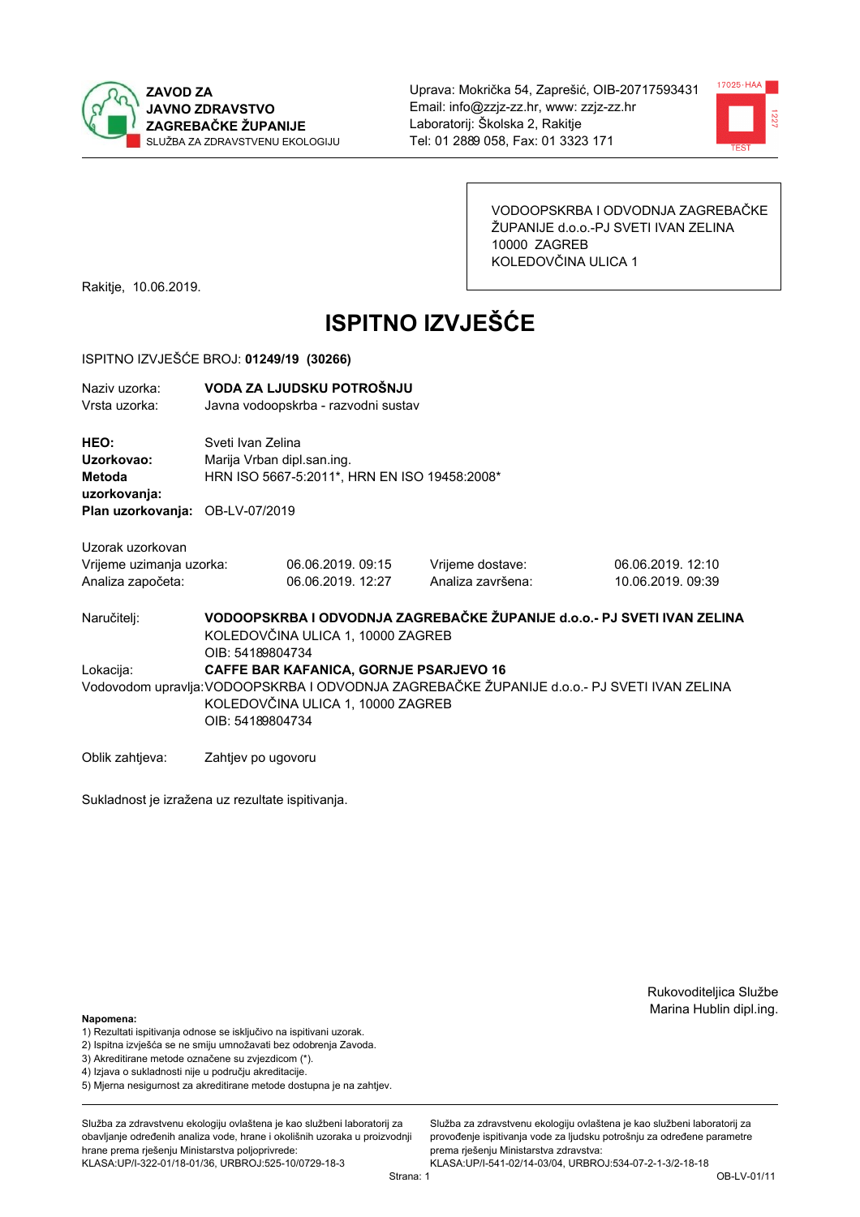**ZAVOD ZA JAVNO ZDRAVSTVO ZAGREBAČKE ŽUPANIJE**
SLUŽBA ZA ZDRAVSTVENU EKOLOGIJU

Uprava: Mokrička 54, Zaprešić, OIB-20717593431
Email: info@zzjz-zz.hr, www: zzjz-zz.hr
Laboratorij: Školska 2, Rakitje
Tel: 01 2889 058, Fax: 01 3323 171

VODOOPSKRBA I ODVODNJA ZAGREBAČKE ŽUPANIJE d.o.o.-PJ SVETI IVAN ZELINA
10000 ZAGREB
KOLEDOVČINA ULICA 1

Rakitje, 10.06.2019.

# ISPITNO IZVJEŠĆE

ISPITNO IZVJEŠĆE BROJ: **01249/19 (30266)**

Naziv uzorka: **VODA ZA LJUDSKU POTROŠNJU**
Vrsta uzorka: Javna vodoopskrba - razvodni sustav

**HEO:** Sveti Ivan Zelina
**Uzorkovao:** Marija Vrban dipl.san.ing.
**Metoda uzorkovanja:** HRN ISO 5667-5:2011*, HRN EN ISO 19458:2008*
**Plan uzorkovanja:** OB-LV-07/2019

Uzorak uzorkovan

| | | | |
|---|---|---|---|
| Vrijeme uzimanja uzorka: | 06.06.2019. 09:15 | Vrijeme dostave: | 06.06.2019. 12:10 |
| Analiza započeta: | 06.06.2019. 12:27 | Analiza završena: | 10.06.2019. 09:39 |

Naručitelj: **VODOOPSKRBA I ODVODNJA ZAGREBAČKE ŽUPANIJE d.o.o.- PJ SVETI IVAN ZELINA**
KOLEDOVČINA ULICA 1, 10000 ZAGREB
OIB: 54189804734

Lokacija: **CAFFE BAR KAFANICA, GORNJE PSARJEVO 16**

Vodovodom upravlja: VODOOPSKRBA I ODVODNJA ZAGREBAČKE ŽUPANIJE d.o.o.- PJ SVETI IVAN ZELINA
KOLEDOVČINA ULICA 1, 10000 ZAGREB
OIB: 54189804734

Oblik zahtjeva: Zahtjev po ugovoru

Sukladnost je izražena uz rezultate ispitivanja.

Rukovoditeljica Službe
Marina Hublin dipl.ing.

**Napomena:**
1) Rezultati ispitivanja odnose se isključivo na ispitivani uzorak.
2) Ispitna izvješća se ne smiju umnožavati bez odobrenja Zavoda.
3) Akreditirane metode označene su zvjezdicom (*).
4) Izjava o sukladnosti nije u području akreditacije.
5) Mjerna nesigurnost za akreditirane metode dostupna je na zahtjev.

Služba za zdravstvenu ekologiju ovlaštena je kao službeni laboratorij za obavljanje određenih analiza vode, hrane i okolišnih uzoraka u proizvodnji hrane prema rješenju Ministarstva poljoprivrede:
KLASA:UP/I-322-01/18-01/36, URBROJ:525-10/0729-18-3

Služba za zdravstvenu ekologiju ovlaštena je kao službeni laboratorij za provođenje ispitivanja vode za ljudsku potrošnju za određene parametre prema rješenju Ministarstva zdravstva:
KLASA:UP/I-541-02/14-03/04, URBROJ:534-07-2-1-3/2-18-18

OB-LV-01/11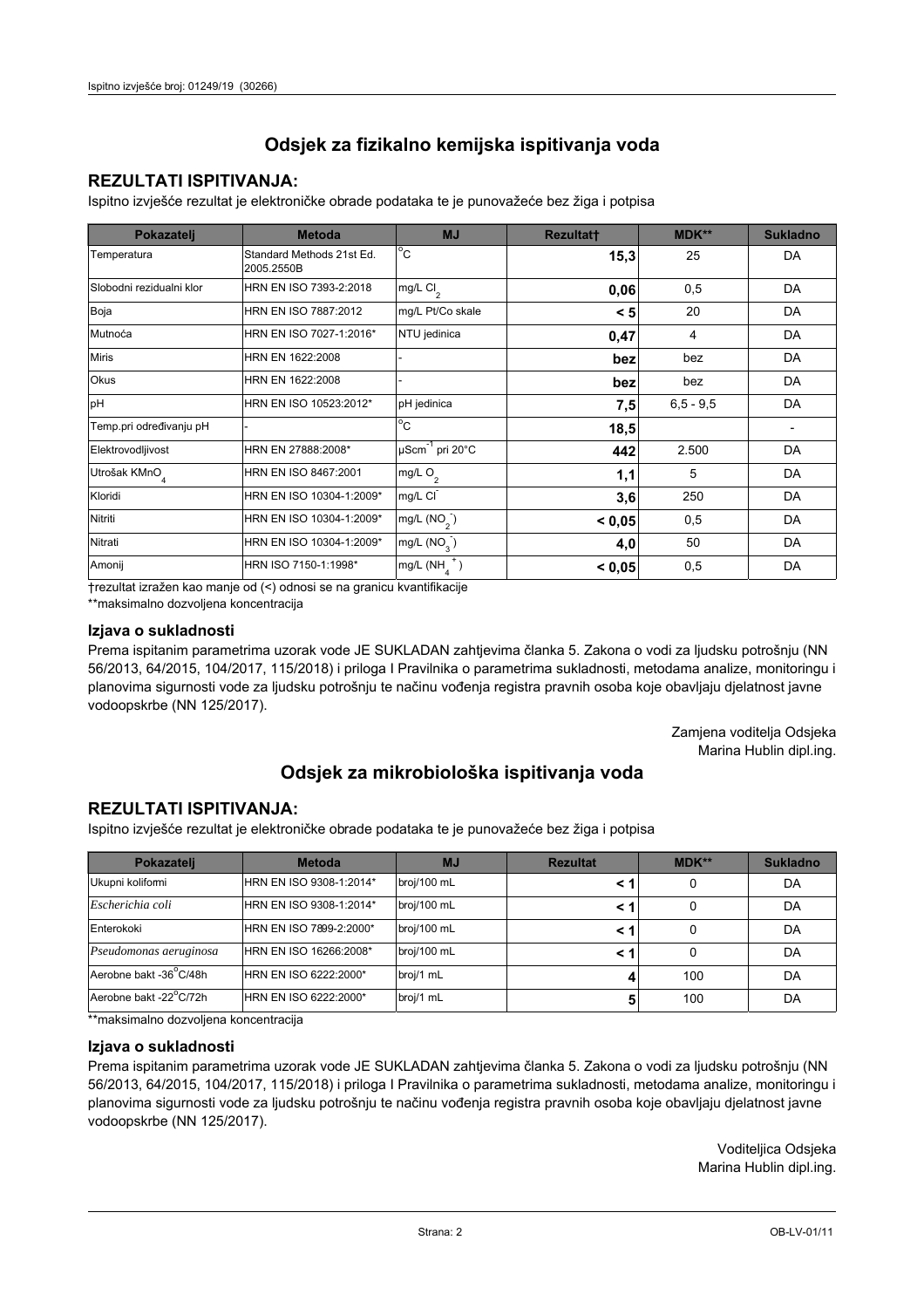## Odsjek za fizikalno kemijska ispitivanja voda

### REZULTATI ISPITIVANJA:

Ispitno izvješće rezultat je elektroničke obrade podataka te je punovažeće bez žiga i potpisa

| Pokazatelj | Metoda | MJ | Rezultat† | MDK** | Sukladno |
|---|---|---|---|---|---|
| Temperatura | Standard Methods 21st Ed. 2005.2550B | $^{o}C$ | **15,3** | 25 | DA |
| Slobodni rezidualni klor | HRN EN ISO 7393-2:2018 | mg/L $Cl_2$ | **0,06** | 0,5 | DA |
| Boja | HRN EN ISO 7887:2012 | mg/L Pt/Co skale | **< 5** | 20 | DA |
| Mutnoća | HRN EN ISO 7027-1:2016* | NTU jedinica | **0,47** | 4 | DA |
| Miris | HRN EN 1622:2008 | - | **bez** | bez | DA |
| Okus | HRN EN 1622:2008 | - | **bez** | bez | DA |
| pH | HRN EN ISO 10523:2012* | pH jedinica | **7,5** | 6,5 - 9,5 | DA |
| Temp.pri određivanju pH | - | $^{o}C$ | **18,5** | | - |
| Elektrovodljivost | HRN EN 27888:2008* | $\mu Scm^{-1}$ pri 20°C | **442** | 2.500 | DA |
| Utrošak $KMnO_4$ | HRN EN ISO 8467:2001 | mg/L $O_2$ | **1,1** | 5 | DA |
| Kloridi | HRN EN ISO 10304-1:2009* | mg/L $Cl^-$ | **3,6** | 250 | DA |
| Nitriti | HRN EN ISO 10304-1:2009* | mg/L ($NO_2^-$) | **< 0,05** | 0,5 | DA |
| Nitrati | HRN EN ISO 10304-1:2009* | mg/L ($NO_3^-$) | **4,0** | 50 | DA |
| Amonij | HRN ISO 7150-1:1998* | mg/L ($NH_4^+$) | **< 0,05** | 0,5 | DA |

†rezultat izražen kao manje od (<) odnosi se na granicu kvantifikacije

**maksimalno dozvoljena koncentracija

### Izjava o sukladnosti

Prema ispitanim parametrima uzorak vode JE SUKLADAN zahtjevima članka 5. Zakona o vodi za ljudsku potrošnju (NN 56/2013, 64/2015, 104/2017, 115/2018) i priloga I Pravilnika o parametrima sukladnosti, metodama analize, monitoringu i planovima sigurnosti vode za ljudsku potrošnju te načinu vođenja registra pravnih osoba koje obavljaju djelatnost javne vodoopskrbe (NN 125/2017).

Zamjena voditelja Odsjeka
Marina Hublin dipl.ing.

## Odsjek za mikrobiološka ispitivanja voda

### REZULTATI ISPITIVANJA:

Ispitno izvješće rezultat je elektroničke obrade podataka te je punovažeće bez žiga i potpisa

| Pokazatelj | Metoda | MJ | Rezultat | MDK** | Sukladno |
|---|---|---|---|---|---|
| Ukupni koliformi | HRN EN ISO 9308-1:2014* | broj/100 mL | **< 1** | 0 | DA |
| *Escherichia coli* | HRN EN ISO 9308-1:2014* | broj/100 mL | **< 1** | 0 | DA |
| Enterokoki | HRN EN ISO 7899-2:2000* | broj/100 mL | **< 1** | 0 | DA |
| *Pseudomonas aeruginosa* | HRN EN ISO 16266:2008* | broj/100 mL | **< 1** | 0 | DA |
| Aerobne bakt -36°C/48h | HRN EN ISO 6222:2000* | broj/1 mL | **4** | 100 | DA |
| Aerobne bakt -22°C/72h | HRN EN ISO 6222:2000* | broj/1 mL | **5** | 100 | DA |

**maksimalno dozvoljena koncentracija

### Izjava o sukladnosti

Prema ispitanim parametrima uzorak vode JE SUKLADAN zahtjevima članka 5. Zakona o vodi za ljudsku potrošnju (NN 56/2013, 64/2015, 104/2017, 115/2018) i priloga I Pravilnika o parametrima sukladnosti, metodama analize, monitoringu i planovima sigurnosti vode za ljudsku potrošnju te načinu vođenja registra pravnih osoba koje obavljaju djelatnost javne vodoopskrbe (NN 125/2017).

Voditeljica Odsjeka
Marina Hublin dipl.ing.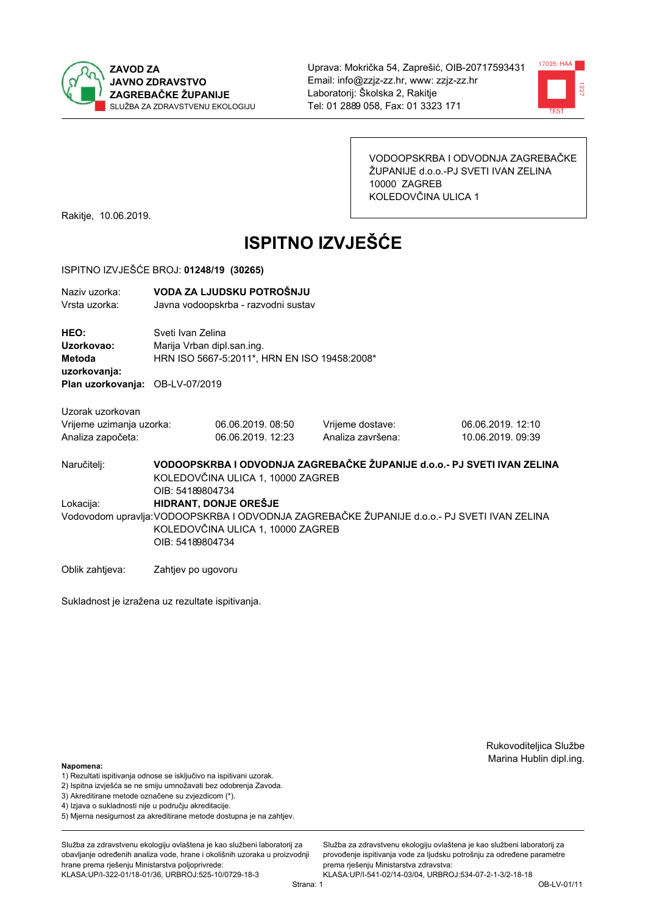ZAVOD ZA JAVNO ZDRAVSTVO ZAGREBAČKE ŽUPANIJE
SLUŽBA ZA ZDRAVSTVENU EKOLOGIJU

Uprava: Mokrička 54, Zaprešić, OIB-20717593431
Email: info@zzjz-zz.hr, www: zzjz-zz.hr
Laboratorij: Školska 2, Rakitje
Tel: 01 2889 058, Fax: 01 3323 171

VODOOPSKRBA I ODVODNJA ZAGREBAČKE ŽUPANIJE d.o.o.-PJ SVETI IVAN ZELINA
10000 ZAGREB
KOLEDOVČINA ULICA 1

Rakitje, 10.06.2019.

# ISPITNO IZVJEŠĆE

ISPITNO IZVJEŠĆE BROJ: **01248/19 (30265)**

| | |
|---|---|
| Naziv uzorka: | **VODA ZA LJUDSKU POTROŠNJU** |
| Vrsta uzorka: | Javna vodoopskrba - razvodni sustav |

| | |
|---|---|
| **HEO:** | Sveti Ivan Zelina |
| **Uzorkovao:** | Marija Vrban dipl.san.ing. |
| **Metoda uzorkovanja:** | HRN ISO 5667-5:2011*, HRN EN ISO 19458:2008* |
| **Plan uzorkovanja:** | OB-LV-07/2019 |

Uzorak uzorkovan

| | | | |
|---|---|---|---|
| Vrijeme uzimanja uzorka: | 06.06.2019. 08:50 | Vrijeme dostave: | 06.06.2019. 12:10 |
| Analiza započeta: | 06.06.2019. 12:23 | Analiza završena: | 10.06.2019. 09:39 |

Naručitelj: **VODOOPSKRBA I ODVODNJA ZAGREBAČKE ŽUPANIJE d.o.o.- PJ SVETI IVAN ZELINA**
KOLEDOVČINA ULICA 1, 10000 ZAGREB
OIB: 54189804734

Lokacija: **HIDRANT, DONJE OREŠJE**

Vodovodom upravlja: VODOOPSKRBA I ODVODNJA ZAGREBAČKE ŽUPANIJE d.o.o.- PJ SVETI IVAN ZELINA
KOLEDOVČINA ULICA 1, 10000 ZAGREB
OIB: 54189804734

Oblik zahtjeva: Zahtjev po ugovoru

Sukladnost je izražena uz rezultate ispitivanja.

Rukovoditeljica Službe
Marina Hublin dipl.ing.

**Napomena:**
1) Rezultati ispitivanja odnose se isključivo na ispitivani uzorak.
2) Ispitna izvješća se ne smiju umnožavati bez odobrenja Zavoda.
3) Akreditirane metode označene su zvjezdicom (*).
4) Izjava o sukladnosti nije u području akreditacije.
5) Mjerna nesigurnost za akreditirane metode dostupna je na zahtjev.

Služba za zdravstvenu ekologiju ovlaštena je kao službeni laboratorij za obavljanje određenih analiza vode, hrane i okolišnih uzoraka u proizvodnji hrane prema rješenju Ministarstva poljoprivrede: KLASA:UP/I-322-01/18-01/36, URBROJ:525-10/0729-18-3

Služba za zdravstvenu ekologiju ovlaštena je kao službeni laboratorij za provođenje ispitivanja vode za ljudsku potrošnju za određene parametre prema rješenju Ministarstva zdravstva: KLASA:UP/I-541-02/14-03/04, URBROJ:534-07-2-1-3/2-18-18

OB-LV-01/11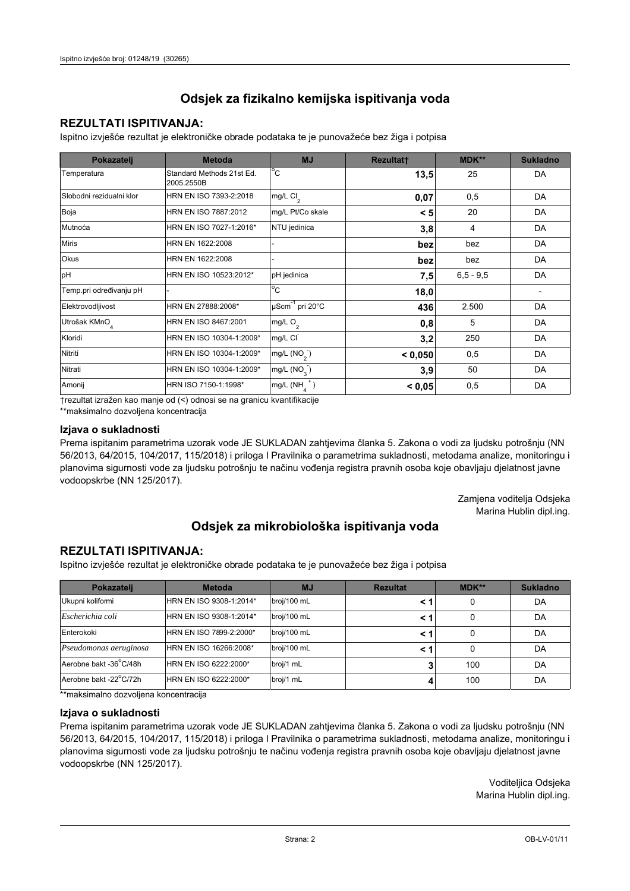## Odsjek za fizikalno kemijska ispitivanja voda

### REZULTATI ISPITIVANJA:

Ispitno izvješće rezultat je elektroničke obrade podataka te je punovažeće bez žiga i potpisa

| Pokazatelj | Metoda | MJ | Rezultat† | MDK** | Sukladno |
|---|---|---|---|---|---|
| Temperatura | Standard Methods 21st Ed. 2005.2550B | °C | **13,5** | 25 | DA |
| Slobodni rezidualni klor | HRN EN ISO 7393-2:2018 | mg/L $Cl_2$ | **0,07** | 0,5 | DA |
| Boja | HRN EN ISO 7887:2012 | mg/L Pt/Co skale | **< 5** | 20 | DA |
| Mutnoća | HRN EN ISO 7027-1:2016* | NTU jedinica | **3,8** | 4 | DA |
| Miris | HRN EN 1622:2008 | - | **bez** | bez | DA |
| Okus | HRN EN 1622:2008 | - | **bez** | bez | DA |
| pH | HRN EN ISO 10523:2012* | pH jedinica | **7,5** | 6,5 - 9,5 | DA |
| Temp.pri određivanju pH | - | °C | **18,0** | | - |
| Elektrovodljivost | HRN EN 27888:2008* | $\mu Scm^{-1}$ pri 20°C | **436** | 2.500 | DA |
| Utrošak $KMnO_4$ | HRN EN ISO 8467:2001 | mg/L $O_2$ | **0,8** | 5 | DA |
| Kloridi | HRN EN ISO 10304-1:2009* | mg/L $Cl^-$ | **3,2** | 250 | DA |
| Nitriti | HRN EN ISO 10304-1:2009* | mg/L ($NO_2^-$) | **< 0,050** | 0,5 | DA |
| Nitrati | HRN EN ISO 10304-1:2009* | mg/L ($NO_3^-$) | **3,9** | 50 | DA |
| Amonij | HRN ISO 7150-1:1998* | mg/L ($NH_4^+$) | **< 0,05** | 0,5 | DA |

†rezultat izražen kao manje od (<) odnosi se na granicu kvantifikacije

**maksimalno dozvoljena koncentracija

### Izjava o sukladnosti

Prema ispitanim parametrima uzorak vode JE SUKLADAN zahtjevima članka 5. Zakona o vodi za ljudsku potrošnju (NN 56/2013, 64/2015, 104/2017, 115/2018) i priloga I Pravilnika o parametrima sukladnosti, metodama analize, monitoringu i planovima sigurnosti vode za ljudsku potrošnju te načinu vođenja registra pravnih osoba koje obavljaju djelatnost javne vodoopskrbe (NN 125/2017).

Zamjena voditelja Odsjeka
Marina Hublin dipl.ing.

## Odsjek za mikrobiološka ispitivanja voda

### REZULTATI ISPITIVANJA:

Ispitno izvješće rezultat je elektroničke obrade podataka te je punovažeće bez žiga i potpisa

| Pokazatelj | Metoda | MJ | Rezultat | MDK** | Sukladno |
|---|---|---|---|---|---|
| Ukupni koliformi | HRN EN ISO 9308-1:2014* | broj/100 mL | **< 1** | 0 | DA |
| *Escherichia coli* | HRN EN ISO 9308-1:2014* | broj/100 mL | **< 1** | 0 | DA |
| Enterokoki | HRN EN ISO 7899-2:2000* | broj/100 mL | **< 1** | 0 | DA |
| *Pseudomonas aeruginosa* | HRN EN ISO 16266:2008* | broj/100 mL | **< 1** | 0 | DA |
| Aerobne bakt -36°C/48h | HRN EN ISO 6222:2000* | broj/1 mL | **3** | 100 | DA |
| Aerobne bakt -22°C/72h | HRN EN ISO 6222:2000* | broj/1 mL | **4** | 100 | DA |

**maksimalno dozvoljena koncentracija

### Izjava o sukladnosti

Prema ispitanim parametrima uzorak vode JE SUKLADAN zahtjevima članka 5. Zakona o vodi za ljudsku potrošnju (NN 56/2013, 64/2015, 104/2017, 115/2018) i priloga I Pravilnika o parametrima sukladnosti, metodama analize, monitoringu i planovima sigurnosti vode za ljudsku potrošnju te načinu vođenja registra pravnih osoba koje obavljaju djelatnost javne vodoopskrbe (NN 125/2017).

Voditeljica Odsjeka
Marina Hublin dipl.ing.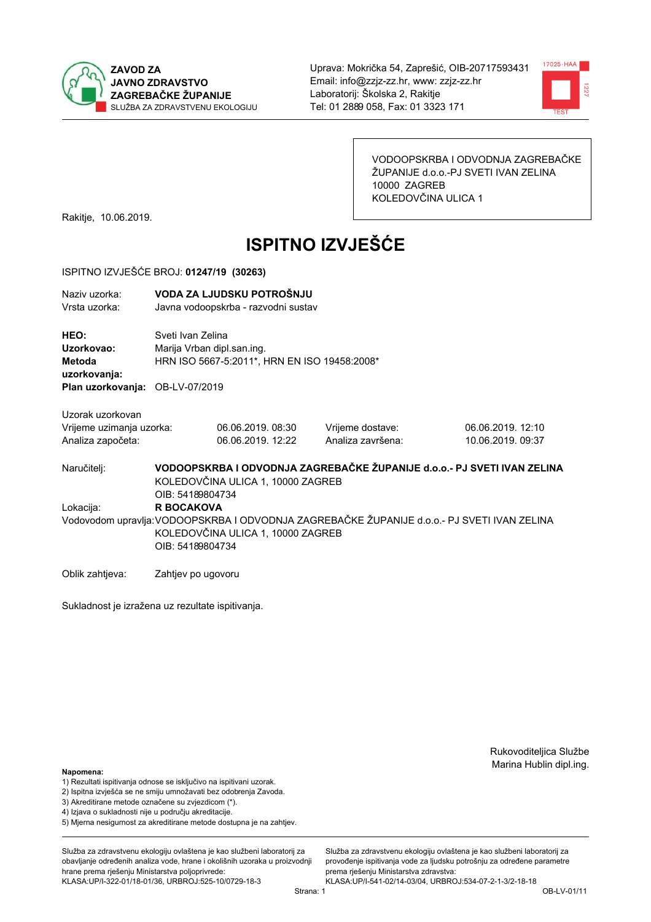**ZAVOD ZA JAVNO ZDRAVSTVO ZAGREBAČKE ŽUPANIJE**
SLUŽBA ZA ZDRAVSTVENU EKOLOGIJU

Uprava: Mokrička 54, Zaprešić, OIB-20717593431
Email: info@zzjz-zz.hr, www: zzjz-zz.hr
Laboratorij: Školska 2, Rakitje
Tel: 01 2889 058, Fax: 01 3323 171

VODOOPSKRBA I ODVODNJA ZAGREBAČKE ŽUPANIJE d.o.o.-PJ SVETI IVAN ZELINA
10000 ZAGREB
KOLEDOVČINA ULICA 1

Rakitje, 10.06.2019.

# ISPITNO IZVJEŠĆE

ISPITNO IZVJEŠĆE BROJ: **01247/19 (30263)**

Naziv uzorka: **VODA ZA LJUDSKU POTROŠNJU**
Vrsta uzorka: Javna vodoopskrba - razvodni sustav

**HEO:** Sveti Ivan Zelina
**Uzorkovao:** Marija Vrban dipl.san.ing.
**Metoda uzorkovanja:** HRN ISO 5667-5:2011*, HRN EN ISO 19458:2008*
**Plan uzorkovanja:** OB-LV-07/2019

Uzorak uzorkovan

| Vrijeme uzimanja uzorka: | 06.06.2019. 08:30 | Vrijeme dostave: | 06.06.2019. 12:10 |
|---|---|---|---|
| Analiza započeta: | 06.06.2019. 12:22 | Analiza završena: | 10.06.2019. 09:37 |

Naručitelj: **VODOOPSKRBA I ODVODNJA ZAGREBAČKE ŽUPANIJE d.o.o.- PJ SVETI IVAN ZELINA**
KOLEDOVČINA ULICA 1, 10000 ZAGREB
OIB: 54189804734

Lokacija: **R BOCAKOVA**

Vodovodom upravlja: VODOOPSKRBA I ODVODNJA ZAGREBAČKE ŽUPANIJE d.o.o.- PJ SVETI IVAN ZELINA
KOLEDOVČINA ULICA 1, 10000 ZAGREB
OIB: 54189804734

Oblik zahtjeva: Zahtjev po ugovoru

Sukladnost je izražena uz rezultate ispitivanja.

Rukovoditeljica Službe
Marina Hublin dipl.ing.

**Napomena:**
1) Rezultati ispitivanja odnose se isključivo na ispitivani uzorak.
2) Ispitna izvješća se ne smiju umnožavati bez odobrenja Zavoda.
3) Akreditirane metode označene su zvjezdicom (*).
4) Izjava o sukladnosti nije u području akreditacije.
5) Mjerna nesigurnost za akreditirane metode dostupna je na zahtjev.

Služba za zdravstvenu ekologiju ovlaštena je kao službeni laboratorij za obavljanje određenih analiza vode, hrane i okolišnih uzoraka u proizvodnji hrane prema rješenju Ministarstva poljoprivrede: KLASA:UP/I-322-01/18-01/36, URBROJ:525-10/0729-18-3

Služba za zdravstvenu ekologiju ovlaštena je kao službeni laboratorij za provođenje ispitivanja vode za ljudsku potrošnju za određene parametre prema rješenju Ministarstva zdravstva: KLASA:UP/I-541-02/14-03/04, URBROJ:534-07-2-1-3/2-18-18

OB-LV-01/11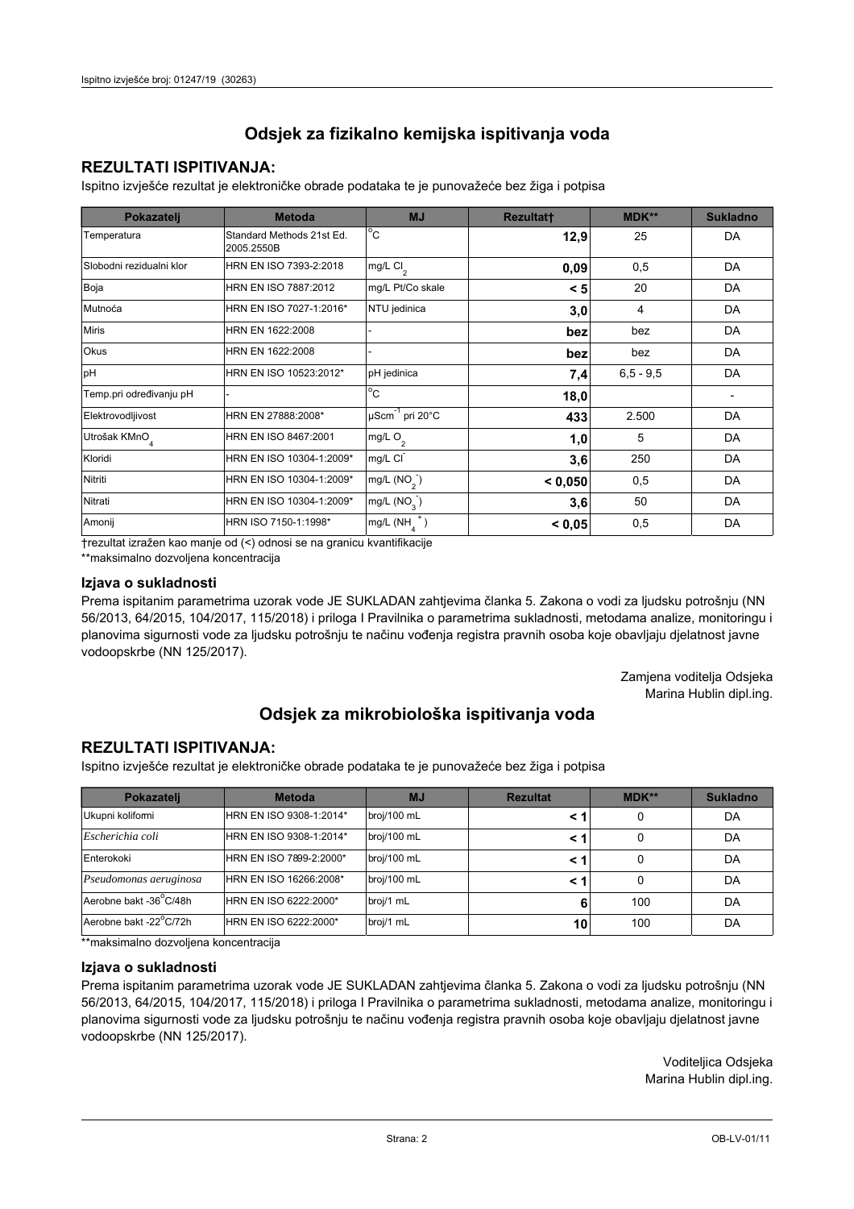# Odsjek za fizikalno kemijska ispitivanja voda

## REZULTATI ISPITIVANJA:

Ispitno izvješće rezultat je elektroničke obrade podataka te je punovažeće bez žiga i potpisa

| Pokazatelj | Metoda | MJ | Rezultat† | MDK** | Sukladno |
|---|---|---|---|---|---|
| Temperatura | Standard Methods 21st Ed. 2005.2550B | °C | **12,9** | 25 | DA |
| Slobodni rezidualni klor | HRN EN ISO 7393-2:2018 | mg/L $Cl_2$ | **0,09** | 0,5 | DA |
| Boja | HRN EN ISO 7887:2012 | mg/L Pt/Co skale | **< 5** | 20 | DA |
| Mutnoća | HRN EN ISO 7027-1:2016* | NTU jedinica | **3,0** | 4 | DA |
| Miris | HRN EN 1622:2008 | - | **bez** | bez | DA |
| Okus | HRN EN 1622:2008 | - | **bez** | bez | DA |
| pH | HRN EN ISO 10523:2012* | pH jedinica | **7,4** | 6,5 - 9,5 | DA |
| Temp.pri određivanju pH | - | °C | **18,0** | | - |
| Elektrovodljivost | HRN EN 27888:2008* | $\mu Scm^{-1}$ pri 20°C | **433** | 2.500 | DA |
| Utrošak $KMnO_4$ | HRN EN ISO 8467:2001 | mg/L $O_2$ | **1,0** | 5 | DA |
| Kloridi | HRN EN ISO 10304-1:2009* | mg/L $Cl^-$ | **3,6** | 250 | DA |
| Nitriti | HRN EN ISO 10304-1:2009* | mg/L ($NO_2^-$) | **< 0,050** | 0,5 | DA |
| Nitrati | HRN EN ISO 10304-1:2009* | mg/L ($NO_3^-$) | **3,6** | 50 | DA |
| Amonij | HRN ISO 7150-1:1998* | mg/L ($NH_4^+$) | **< 0,05** | 0,5 | DA |

†rezultat izražen kao manje od (<) odnosi se na granicu kvantifikacije

**maksimalno dozvoljena koncentracija

### Izjava o sukladnosti

Prema ispitanim parametrima uzorak vode JE SUKLADAN zahtjevima članka 5. Zakona o vodi za ljudsku potrošnju (NN 56/2013, 64/2015, 104/2017, 115/2018) i priloga I Pravilnika o parametrima sukladnosti, metodama analize, monitoringu i planovima sigurnosti vode za ljudsku potrošnju te načinu vođenja registra pravnih osoba koje obavljaju djelatnost javne vodoopskrbe (NN 125/2017).

Zamjena voditelja Odsjeka
Marina Hublin dipl.ing.

# Odsjek za mikrobiološka ispitivanja voda

## REZULTATI ISPITIVANJA:

Ispitno izvješće rezultat je elektroničke obrade podataka te je punovažeće bez žiga i potpisa

| Pokazatelj | Metoda | MJ | Rezultat | MDK** | Sukladno |
|---|---|---|---|---|---|
| Ukupni koliformi | HRN EN ISO 9308-1:2014* | broj/100 mL | **< 1** | 0 | DA |
| *Escherichia coli* | HRN EN ISO 9308-1:2014* | broj/100 mL | **< 1** | 0 | DA |
| Enterokoki | HRN EN ISO 7899-2:2000* | broj/100 mL | **< 1** | 0 | DA |
| *Pseudomonas aeruginosa* | HRN EN ISO 16266:2008* | broj/100 mL | **< 1** | 0 | DA |
| Aerobne bakt -36°C/48h | HRN EN ISO 6222:2000* | broj/1 mL | **6** | 100 | DA |
| Aerobne bakt -22°C/72h | HRN EN ISO 6222:2000* | broj/1 mL | **10** | 100 | DA |

**maksimalno dozvoljena koncentracija

### Izjava o sukladnosti

Prema ispitanim parametrima uzorak vode JE SUKLADAN zahtjevima članka 5. Zakona o vodi za ljudsku potrošnju (NN 56/2013, 64/2015, 104/2017, 115/2018) i priloga I Pravilnika o parametrima sukladnosti, metodama analize, monitoringu i planovima sigurnosti vode za ljudsku potrošnju te načinu vođenja registra pravnih osoba koje obavljaju djelatnost javne vodoopskrbe (NN 125/2017).

Voditeljica Odsjeka
Marina Hublin dipl.ing.